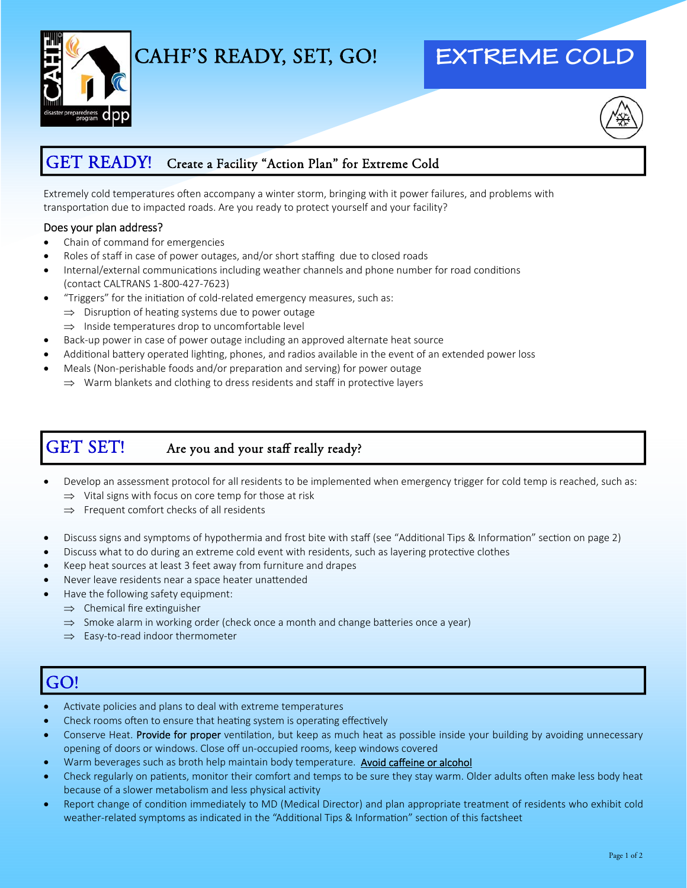# CAHF'S READY, SET, GO!

# EXTREME COLD

## GET READY! Create a Facility "Action Plan" for Extreme Cold

Extremely cold temperatures often accompany a winter storm, bringing with it power failures, and problems with transportation due to impacted roads. Are you ready to protect yourself and your facility?

Does your plan address?

- Chain of command for emergencies
- Roles of staff in case of power outages, and/or short staffing due to closed roads
- Internal/external communications including weather channels and phone number for road conditions (contact CALTRANS 1-800-427-7623)
- "Triggers" for the initiation of cold-related emergency measures, such as:
  - ⇒ Disruption of heating systems due to power outage
  - ⇒ Inside temperatures drop to uncomfortable level
- Back-up power in case of power outage including an approved alternate heat source
- Additional battery operated lighting, phones, and radios available in the event of an extended power loss
- Meals (Non-perishable foods and/or preparation and serving) for power outage
  - ⇒ Warm blankets and clothing to dress residents and staff in protective layers

## GET SET! Are you and your staff really ready?

- Develop an assessment protocol for all residents to be implemented when emergency trigger for cold temp is reached, such as:
  - ⇒ Vital signs with focus on core temp for those at risk
  - ⇒ Frequent comfort checks of all residents
- Discuss signs and symptoms of hypothermia and frost bite with staff (see "Additional Tips & Information" section on page 2)
- Discuss what to do during an extreme cold event with residents, such as layering protective clothes
- Keep heat sources at least 3 feet away from furniture and drapes
- Never leave residents near a space heater unattended
- Have the following safety equipment:
  - ⇒ Chemical fire extinguisher
  - ⇒ Smoke alarm in working order (check once a month and change batteries once a year)
  - ⇒ Easy-to-read indoor thermometer

## GO!

- Activate policies and plans to deal with extreme temperatures
- Check rooms often to ensure that heating system is operating effectively
- Conserve Heat. Provide for proper ventilation, but keep as much heat as possible inside your building by avoiding unnecessary opening of doors or windows. Close off un-occupied rooms, keep windows covered
- Warm beverages such as broth help maintain body temperature. Avoid caffeine or alcohol
- Check regularly on patients, monitor their comfort and temps to be sure they stay warm. Older adults often make less body heat because of a slower metabolism and less physical activity
- Report change of condition immediately to MD (Medical Director) and plan appropriate treatment of residents who exhibit cold weather-related symptoms as indicated in the "Additional Tips & Information" section of this factsheet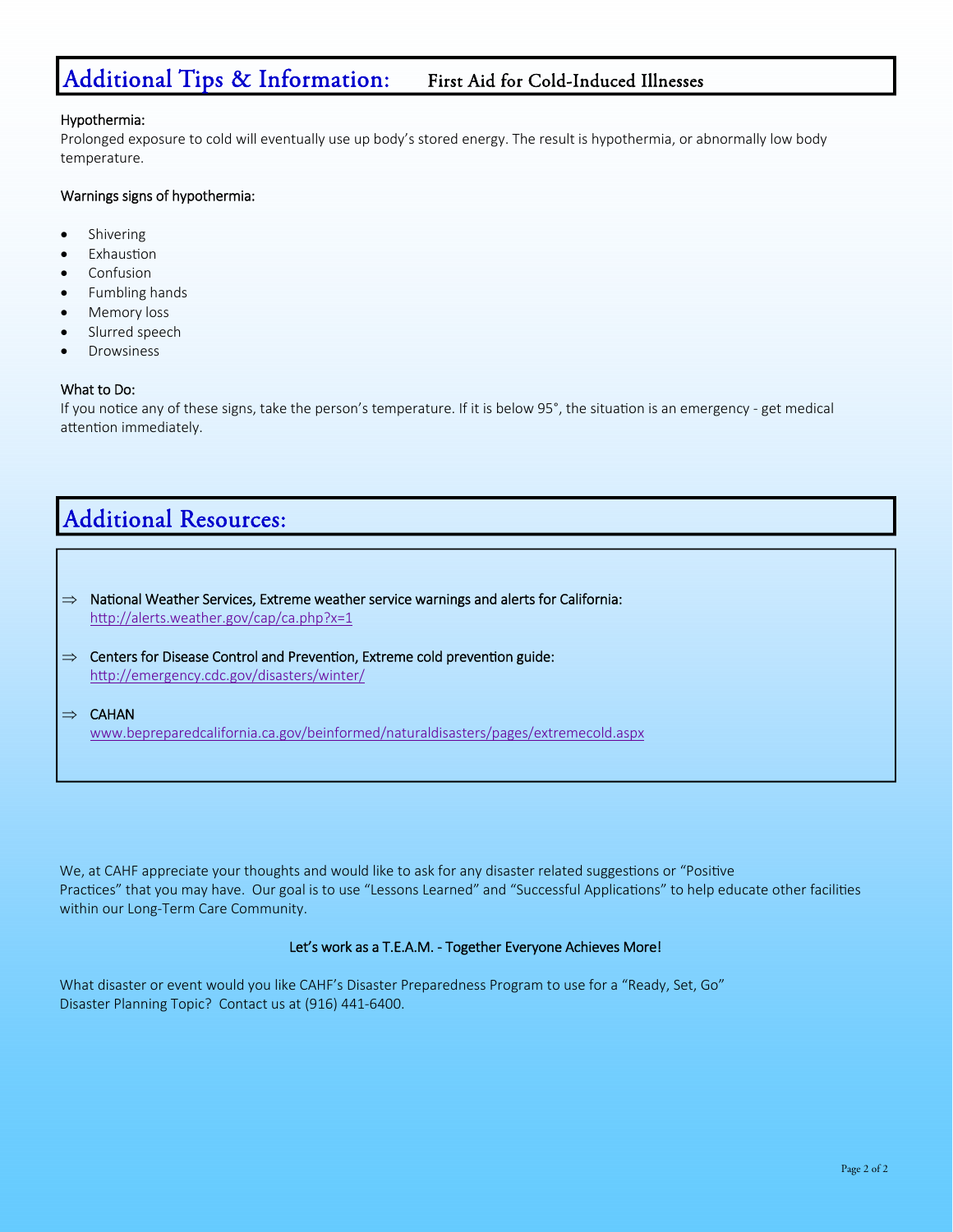## Additional Tips & Information: First Aid for Cold-Induced Illnesses

Hypothermia:

Prolonged exposure to cold will eventually use up body's stored energy. The result is hypothermia, or abnormally low body temperature.

Warnings signs of hypothermia:

- Shivering
- Exhaustion
- Confusion
- Fumbling hands
- Memory loss
- Slurred speech
- Drowsiness

What to Do:

If you notice any of these signs, take the person's temperature. If it is below 95°, the situation is an emergency - get medical attention immediately.

## Additional Resources:

⇒ National Weather Services, Extreme weather service warnings and alerts for California:
http://alerts.weather.gov/cap/ca.php?x=1

⇒ Centers for Disease Control and Prevention, Extreme cold prevention guide:
http://emergency.cdc.gov/disasters/winter/

⇒ CAHAN
www.bepreparedcalifornia.ca.gov/beinformed/naturaldisasters/pages/extremecold.aspx

We, at CAHF appreciate your thoughts and would like to ask for any disaster related suggestions or "Positive Practices" that you may have. Our goal is to use "Lessons Learned" and "Successful Applications" to help educate other facilities within our Long-Term Care Community.

Let's work as a T.E.A.M. - Together Everyone Achieves More!

What disaster or event would you like CAHF's Disaster Preparedness Program to use for a "Ready, Set, Go" Disaster Planning Topic? Contact us at (916) 441-6400.